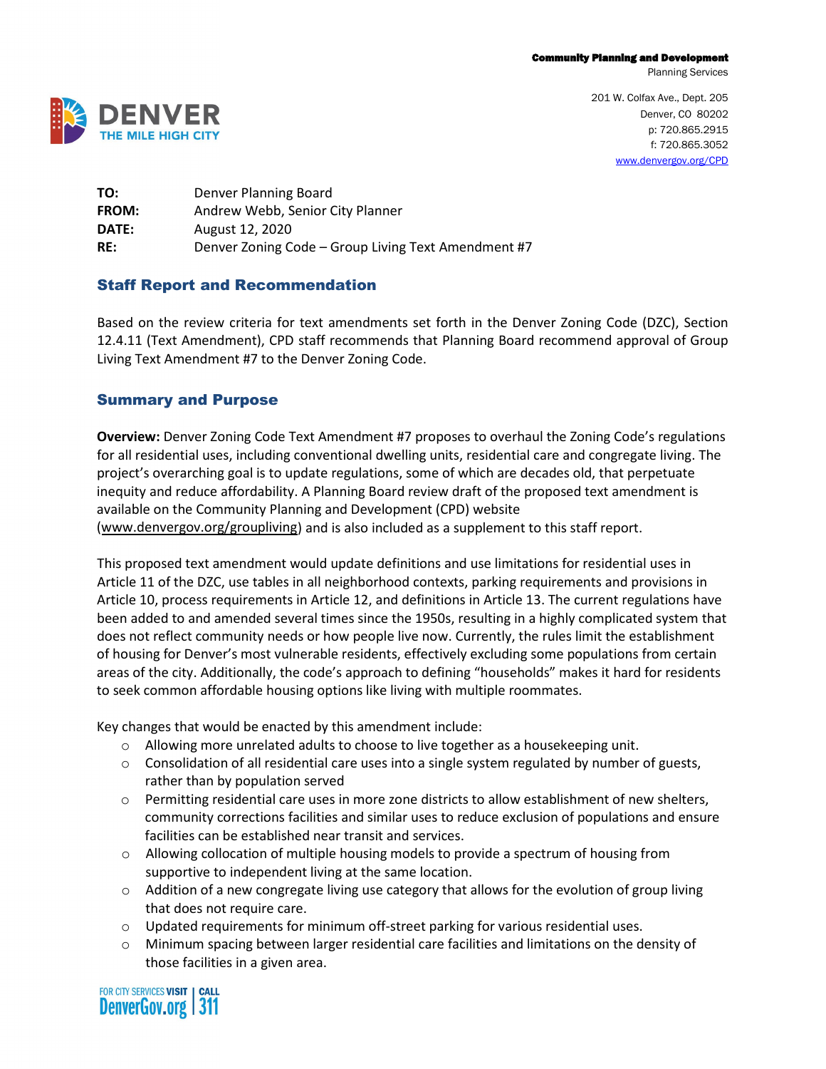Community Planning and Development
Planning Services

201 W. Colfax Ave., Dept. 205
Denver, CO 80202
p: 720.865.2915
f: 720.865.3052
www.denvergov.org/CPD

**TO:** Denver Planning Board
**FROM:** Andrew Webb, Senior City Planner
**DATE:** August 12, 2020
**RE:** Denver Zoning Code – Group Living Text Amendment #7

## Staff Report and Recommendation

Based on the review criteria for text amendments set forth in the Denver Zoning Code (DZC), Section 12.4.11 (Text Amendment), CPD staff recommends that Planning Board recommend approval of Group Living Text Amendment #7 to the Denver Zoning Code.

## Summary and Purpose

**Overview:** Denver Zoning Code Text Amendment #7 proposes to overhaul the Zoning Code's regulations for all residential uses, including conventional dwelling units, residential care and congregate living. The project's overarching goal is to update regulations, some of which are decades old, that perpetuate inequity and reduce affordability. A Planning Board review draft of the proposed text amendment is available on the Community Planning and Development (CPD) website (www.denvergov.org/groupliving) and is also included as a supplement to this staff report.

This proposed text amendment would update definitions and use limitations for residential uses in Article 11 of the DZC, use tables in all neighborhood contexts, parking requirements and provisions in Article 10, process requirements in Article 12, and definitions in Article 13. The current regulations have been added to and amended several times since the 1950s, resulting in a highly complicated system that does not reflect community needs or how people live now. Currently, the rules limit the establishment of housing for Denver's most vulnerable residents, effectively excluding some populations from certain areas of the city. Additionally, the code's approach to defining "households" makes it hard for residents to seek common affordable housing options like living with multiple roommates.

Key changes that would be enacted by this amendment include:

- Allowing more unrelated adults to choose to live together as a housekeeping unit.
- Consolidation of all residential care uses into a single system regulated by number of guests, rather than by population served
- Permitting residential care uses in more zone districts to allow establishment of new shelters, community corrections facilities and similar uses to reduce exclusion of populations and ensure facilities can be established near transit and services.
- Allowing collocation of multiple housing models to provide a spectrum of housing from supportive to independent living at the same location.
- Addition of a new congregate living use category that allows for the evolution of group living that does not require care.
- Updated requirements for minimum off-street parking for various residential uses.
- Minimum spacing between larger residential care facilities and limitations on the density of those facilities in a given area.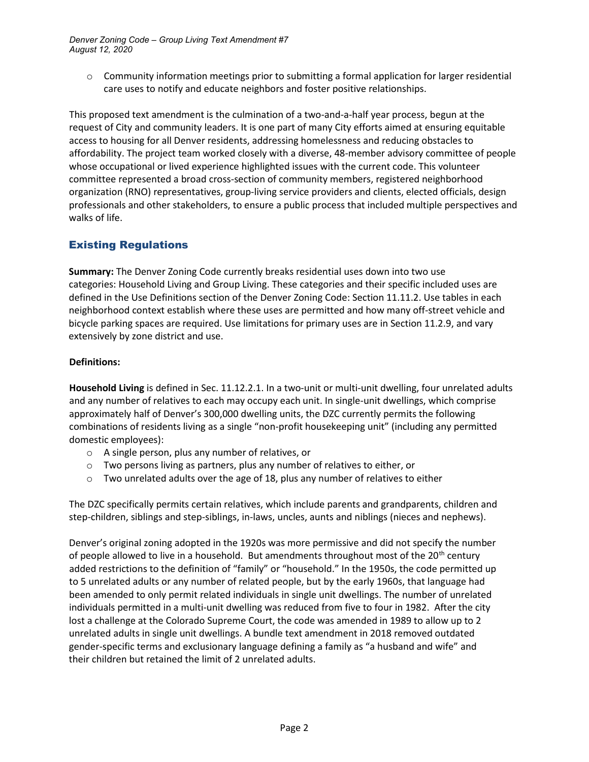- Community information meetings prior to submitting a formal application for larger residential care uses to notify and educate neighbors and foster positive relationships.

This proposed text amendment is the culmination of a two-and-a-half year process, begun at the request of City and community leaders. It is one part of many City efforts aimed at ensuring equitable access to housing for all Denver residents, addressing homelessness and reducing obstacles to affordability. The project team worked closely with a diverse, 48-member advisory committee of people whose occupational or lived experience highlighted issues with the current code. This volunteer committee represented a broad cross-section of community members, registered neighborhood organization (RNO) representatives, group-living service providers and clients, elected officials, design professionals and other stakeholders, to ensure a public process that included multiple perspectives and walks of life.

## Existing Regulations

**Summary:** The Denver Zoning Code currently breaks residential uses down into two use categories: Household Living and Group Living. These categories and their specific included uses are defined in the Use Definitions section of the Denver Zoning Code: Section 11.11.2. Use tables in each neighborhood context establish where these uses are permitted and how many off-street vehicle and bicycle parking spaces are required. Use limitations for primary uses are in Section 11.2.9, and vary extensively by zone district and use.

**Definitions:**

**Household Living** is defined in Sec. 11.12.2.1. In a two-unit or multi-unit dwelling, four unrelated adults and any number of relatives to each may occupy each unit. In single-unit dwellings, which comprise approximately half of Denver's 300,000 dwelling units, the DZC currently permits the following combinations of residents living as a single "non-profit housekeeping unit" (including any permitted domestic employees):

- A single person, plus any number of relatives, or
- Two persons living as partners, plus any number of relatives to either, or
- Two unrelated adults over the age of 18, plus any number of relatives to either

The DZC specifically permits certain relatives, which include parents and grandparents, children and step-children, siblings and step-siblings, in-laws, uncles, aunts and niblings (nieces and nephews).

Denver's original zoning adopted in the 1920s was more permissive and did not specify the number of people allowed to live in a household. But amendments throughout most of the 20th century added restrictions to the definition of "family" or "household." In the 1950s, the code permitted up to 5 unrelated adults or any number of related people, but by the early 1960s, that language had been amended to only permit related individuals in single unit dwellings. The number of unrelated individuals permitted in a multi-unit dwelling was reduced from five to four in 1982. After the city lost a challenge at the Colorado Supreme Court, the code was amended in 1989 to allow up to 2 unrelated adults in single unit dwellings. A bundle text amendment in 2018 removed outdated gender-specific terms and exclusionary language defining a family as "a husband and wife" and their children but retained the limit of 2 unrelated adults.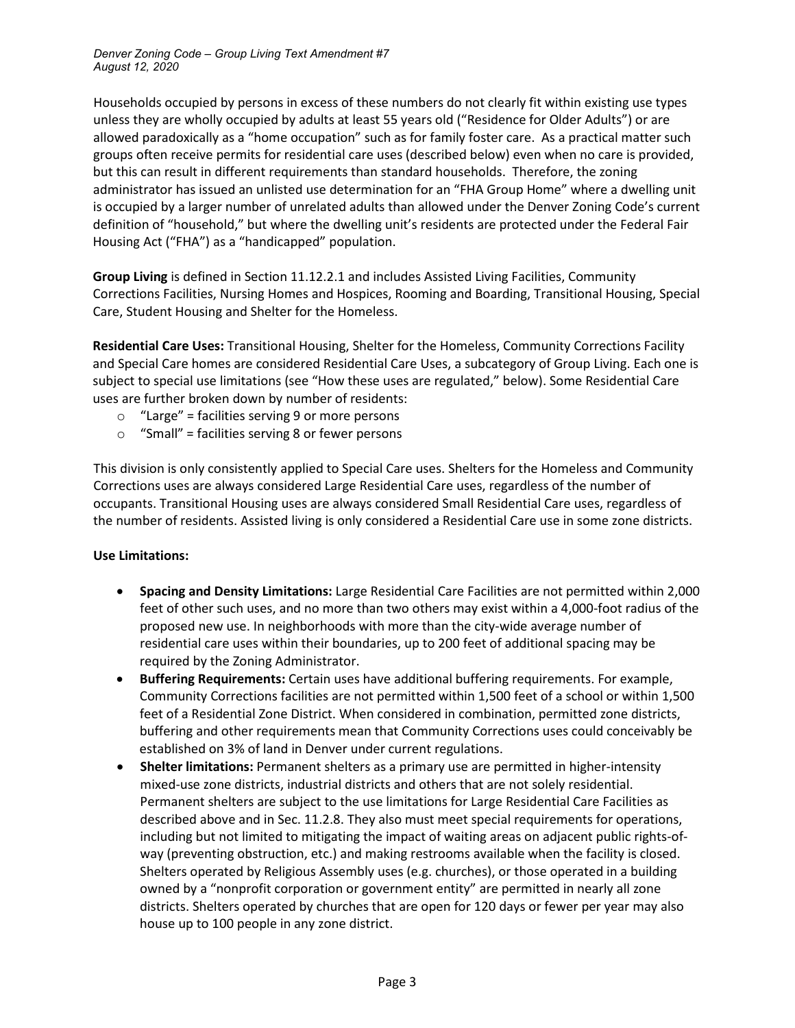Households occupied by persons in excess of these numbers do not clearly fit within existing use types unless they are wholly occupied by adults at least 55 years old ("Residence for Older Adults") or are allowed paradoxically as a "home occupation" such as for family foster care. As a practical matter such groups often receive permits for residential care uses (described below) even when no care is provided, but this can result in different requirements than standard households. Therefore, the zoning administrator has issued an unlisted use determination for an "FHA Group Home" where a dwelling unit is occupied by a larger number of unrelated adults than allowed under the Denver Zoning Code's current definition of "household," but where the dwelling unit's residents are protected under the Federal Fair Housing Act ("FHA") as a "handicapped" population.

**Group Living** is defined in Section 11.12.2.1 and includes Assisted Living Facilities, Community Corrections Facilities, Nursing Homes and Hospices, Rooming and Boarding, Transitional Housing, Special Care, Student Housing and Shelter for the Homeless.

**Residential Care Uses:** Transitional Housing, Shelter for the Homeless, Community Corrections Facility and Special Care homes are considered Residential Care Uses, a subcategory of Group Living. Each one is subject to special use limitations (see "How these uses are regulated," below). Some Residential Care uses are further broken down by number of residents:

- "Large" = facilities serving 9 or more persons
- "Small" = facilities serving 8 or fewer persons

This division is only consistently applied to Special Care uses. Shelters for the Homeless and Community Corrections uses are always considered Large Residential Care uses, regardless of the number of occupants. Transitional Housing uses are always considered Small Residential Care uses, regardless of the number of residents. Assisted living is only considered a Residential Care use in some zone districts.

**Use Limitations:**

- **Spacing and Density Limitations:** Large Residential Care Facilities are not permitted within 2,000 feet of other such uses, and no more than two others may exist within a 4,000-foot radius of the proposed new use. In neighborhoods with more than the city-wide average number of residential care uses within their boundaries, up to 200 feet of additional spacing may be required by the Zoning Administrator.
- **Buffering Requirements:** Certain uses have additional buffering requirements. For example, Community Corrections facilities are not permitted within 1,500 feet of a school or within 1,500 feet of a Residential Zone District. When considered in combination, permitted zone districts, buffering and other requirements mean that Community Corrections uses could conceivably be established on 3% of land in Denver under current regulations.
- **Shelter limitations:** Permanent shelters as a primary use are permitted in higher-intensity mixed-use zone districts, industrial districts and others that are not solely residential. Permanent shelters are subject to the use limitations for Large Residential Care Facilities as described above and in Sec. 11.2.8. They also must meet special requirements for operations, including but not limited to mitigating the impact of waiting areas on adjacent public rights-of-way (preventing obstruction, etc.) and making restrooms available when the facility is closed. Shelters operated by Religious Assembly uses (e.g. churches), or those operated in a building owned by a "nonprofit corporation or government entity" are permitted in nearly all zone districts. Shelters operated by churches that are open for 120 days or fewer per year may also house up to 100 people in any zone district.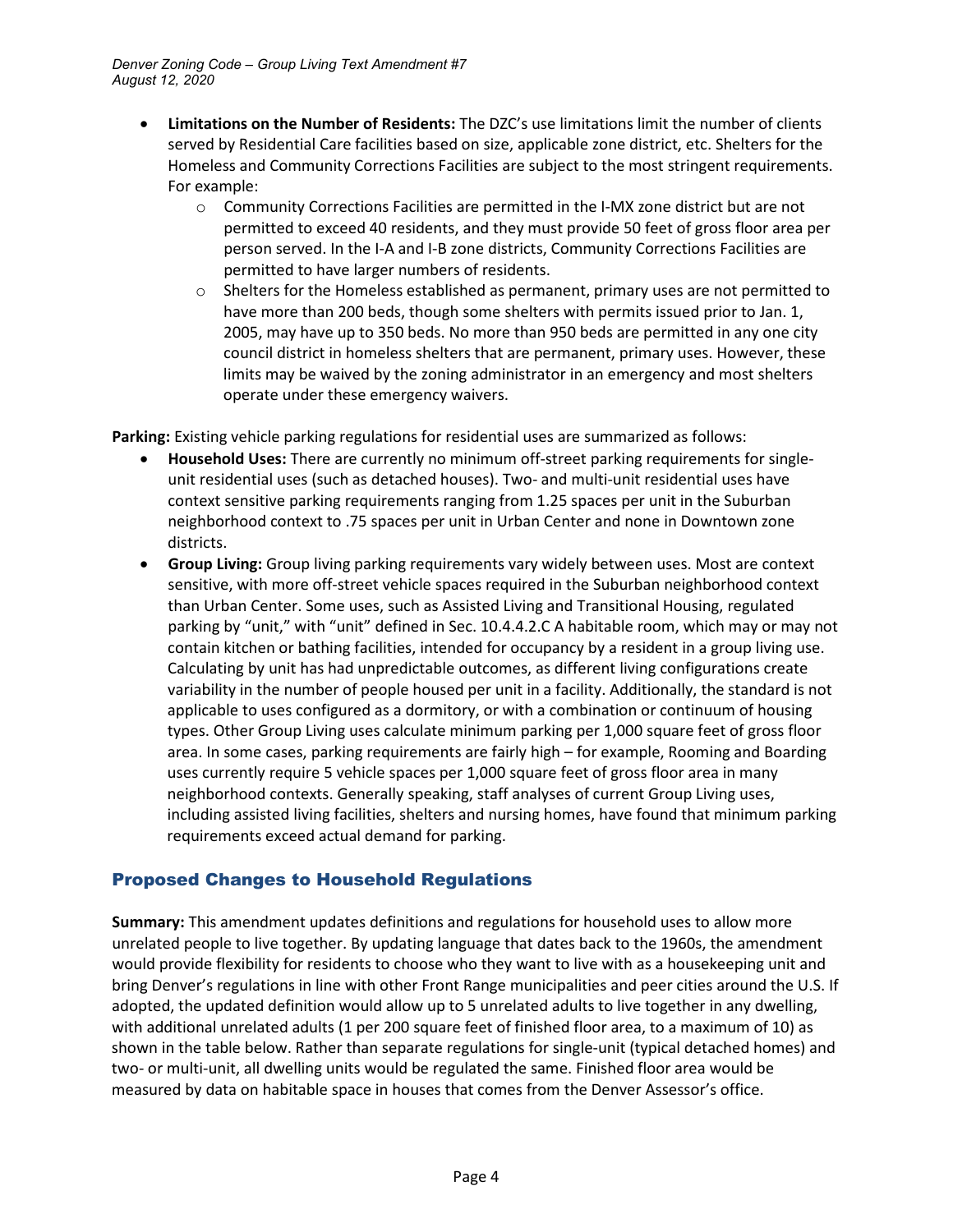- **Limitations on the Number of Residents:** The DZC's use limitations limit the number of clients served by Residential Care facilities based on size, applicable zone district, etc. Shelters for the Homeless and Community Corrections Facilities are subject to the most stringent requirements. For example:
  - Community Corrections Facilities are permitted in the I-MX zone district but are not permitted to exceed 40 residents, and they must provide 50 feet of gross floor area per person served. In the I-A and I-B zone districts, Community Corrections Facilities are permitted to have larger numbers of residents.
  - Shelters for the Homeless established as permanent, primary uses are not permitted to have more than 200 beds, though some shelters with permits issued prior to Jan. 1, 2005, may have up to 350 beds. No more than 950 beds are permitted in any one city council district in homeless shelters that are permanent, primary uses. However, these limits may be waived by the zoning administrator in an emergency and most shelters operate under these emergency waivers.

**Parking:** Existing vehicle parking regulations for residential uses are summarized as follows:

- **Household Uses:** There are currently no minimum off-street parking requirements for single-unit residential uses (such as detached houses). Two- and multi-unit residential uses have context sensitive parking requirements ranging from 1.25 spaces per unit in the Suburban neighborhood context to .75 spaces per unit in Urban Center and none in Downtown zone districts.
- **Group Living:** Group living parking requirements vary widely between uses. Most are context sensitive, with more off-street vehicle spaces required in the Suburban neighborhood context than Urban Center. Some uses, such as Assisted Living and Transitional Housing, regulated parking by "unit," with "unit" defined in Sec. 10.4.4.2.C A habitable room, which may or may not contain kitchen or bathing facilities, intended for occupancy by a resident in a group living use. Calculating by unit has had unpredictable outcomes, as different living configurations create variability in the number of people housed per unit in a facility. Additionally, the standard is not applicable to uses configured as a dormitory, or with a combination or continuum of housing types. Other Group Living uses calculate minimum parking per 1,000 square feet of gross floor area. In some cases, parking requirements are fairly high – for example, Rooming and Boarding uses currently require 5 vehicle spaces per 1,000 square feet of gross floor area in many neighborhood contexts. Generally speaking, staff analyses of current Group Living uses, including assisted living facilities, shelters and nursing homes, have found that minimum parking requirements exceed actual demand for parking.

## Proposed Changes to Household Regulations

**Summary:** This amendment updates definitions and regulations for household uses to allow more unrelated people to live together. By updating language that dates back to the 1960s, the amendment would provide flexibility for residents to choose who they want to live with as a housekeeping unit and bring Denver's regulations in line with other Front Range municipalities and peer cities around the U.S. If adopted, the updated definition would allow up to 5 unrelated adults to live together in any dwelling, with additional unrelated adults (1 per 200 square feet of finished floor area, to a maximum of 10) as shown in the table below. Rather than separate regulations for single-unit (typical detached homes) and two- or multi-unit, all dwelling units would be regulated the same. Finished floor area would be measured by data on habitable space in houses that comes from the Denver Assessor's office.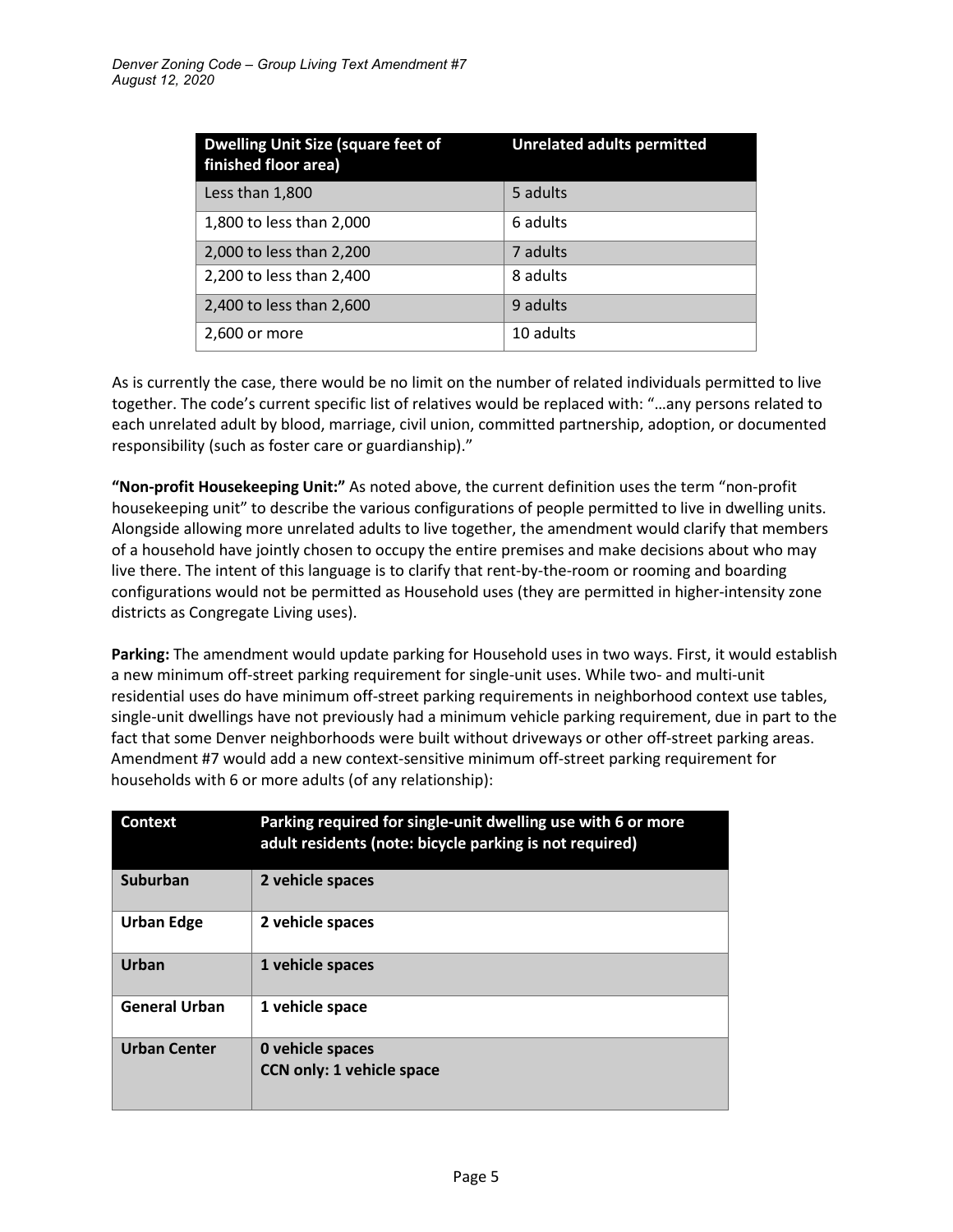| Dwelling Unit Size (square feet of finished floor area) | Unrelated adults permitted |
|---|---|
| Less than 1,800 | 5 adults |
| 1,800 to less than 2,000 | 6 adults |
| 2,000 to less than 2,200 | 7 adults |
| 2,200 to less than 2,400 | 8 adults |
| 2,400 to less than 2,600 | 9 adults |
| 2,600 or more | 10 adults |

As is currently the case, there would be no limit on the number of related individuals permitted to live together. The code's current specific list of relatives would be replaced with: "…any persons related to each unrelated adult by blood, marriage, civil union, committed partnership, adoption, or documented responsibility (such as foster care or guardianship)."

**"Non-profit Housekeeping Unit:"** As noted above, the current definition uses the term "non-profit housekeeping unit" to describe the various configurations of people permitted to live in dwelling units. Alongside allowing more unrelated adults to live together, the amendment would clarify that members of a household have jointly chosen to occupy the entire premises and make decisions about who may live there. The intent of this language is to clarify that rent-by-the-room or rooming and boarding configurations would not be permitted as Household uses (they are permitted in higher-intensity zone districts as Congregate Living uses).

**Parking:** The amendment would update parking for Household uses in two ways. First, it would establish a new minimum off-street parking requirement for single-unit uses. While two- and multi-unit residential uses do have minimum off-street parking requirements in neighborhood context use tables, single-unit dwellings have not previously had a minimum vehicle parking requirement, due in part to the fact that some Denver neighborhoods were built without driveways or other off-street parking areas. Amendment #7 would add a new context-sensitive minimum off-street parking requirement for households with 6 or more adults (of any relationship):

| Context | Parking required for single-unit dwelling use with 6 or more adult residents (note: bicycle parking is not required) |
|---|---|
| **Suburban** | **2 vehicle spaces** |
| **Urban Edge** | **2 vehicle spaces** |
| **Urban** | **1 vehicle spaces** |
| **General Urban** | **1 vehicle space** |
| **Urban Center** | **0 vehicle spaces**<br>**CCN only: 1 vehicle space** |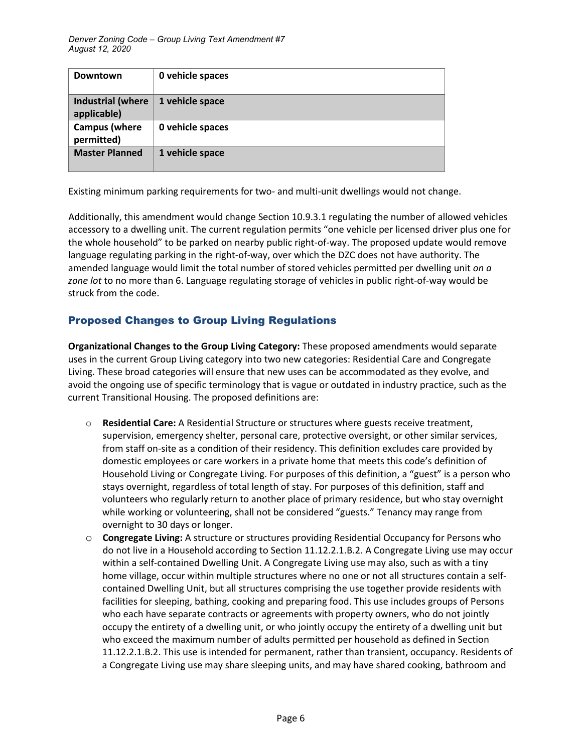| **Downtown** | **0 vehicle spaces** |
|---|---|
| **Industrial (where applicable)** | **1 vehicle space** |
| **Campus (where permitted)** | **0 vehicle spaces** |
| **Master Planned** | **1 vehicle space** |

Existing minimum parking requirements for two- and multi-unit dwellings would not change.

Additionally, this amendment would change Section 10.9.3.1 regulating the number of allowed vehicles accessory to a dwelling unit. The current regulation permits "one vehicle per licensed driver plus one for the whole household" to be parked on nearby public right-of-way. The proposed update would remove language regulating parking in the right-of-way, over which the DZC does not have authority. The amended language would limit the total number of stored vehicles permitted per dwelling unit *on a zone lot* to no more than 6. Language regulating storage of vehicles in public right-of-way would be struck from the code.

## Proposed Changes to Group Living Regulations

**Organizational Changes to the Group Living Category:** These proposed amendments would separate uses in the current Group Living category into two new categories: Residential Care and Congregate Living. These broad categories will ensure that new uses can be accommodated as they evolve, and avoid the ongoing use of specific terminology that is vague or outdated in industry practice, such as the current Transitional Housing. The proposed definitions are:

- **Residential Care:** A Residential Structure or structures where guests receive treatment, supervision, emergency shelter, personal care, protective oversight, or other similar services, from staff on-site as a condition of their residency. This definition excludes care provided by domestic employees or care workers in a private home that meets this code's definition of Household Living or Congregate Living. For purposes of this definition, a "guest" is a person who stays overnight, regardless of total length of stay. For purposes of this definition, staff and volunteers who regularly return to another place of primary residence, but who stay overnight while working or volunteering, shall not be considered "guests." Tenancy may range from overnight to 30 days or longer.
- **Congregate Living:** A structure or structures providing Residential Occupancy for Persons who do not live in a Household according to Section 11.12.2.1.B.2. A Congregate Living use may occur within a self-contained Dwelling Unit. A Congregate Living use may also, such as with a tiny home village, occur within multiple structures where no one or not all structures contain a self-contained Dwelling Unit, but all structures comprising the use together provide residents with facilities for sleeping, bathing, cooking and preparing food. This use includes groups of Persons who each have separate contracts or agreements with property owners, who do not jointly occupy the entirety of a dwelling unit, or who jointly occupy the entirety of a dwelling unit but who exceed the maximum number of adults permitted per household as defined in Section 11.12.2.1.B.2. This use is intended for permanent, rather than transient, occupancy. Residents of a Congregate Living use may share sleeping units, and may have shared cooking, bathroom and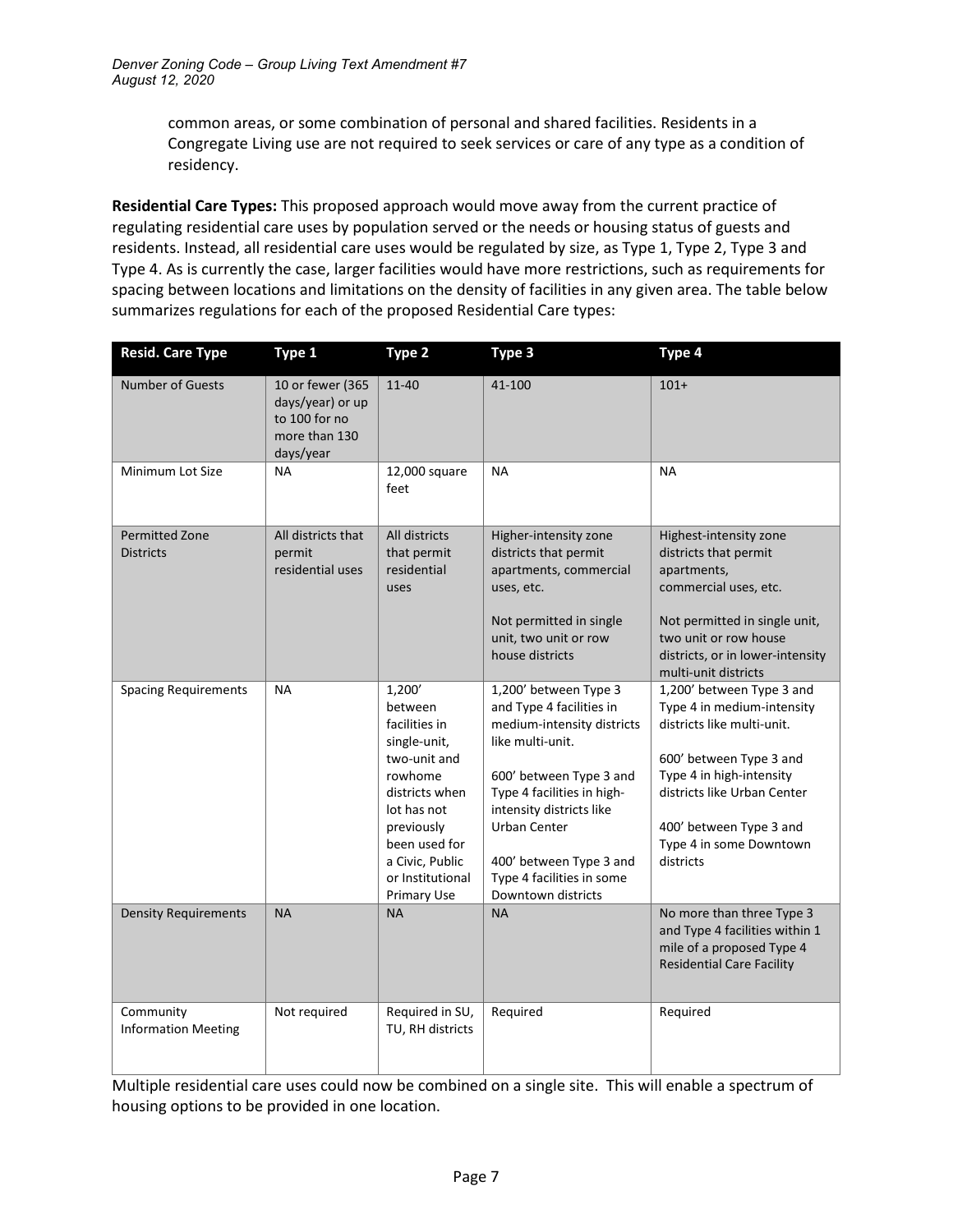common areas, or some combination of personal and shared facilities. Residents in a Congregate Living use are not required to seek services or care of any type as a condition of residency.

**Residential Care Types:** This proposed approach would move away from the current practice of regulating residential care uses by population served or the needs or housing status of guests and residents. Instead, all residential care uses would be regulated by size, as Type 1, Type 2, Type 3 and Type 4. As is currently the case, larger facilities would have more restrictions, such as requirements for spacing between locations and limitations on the density of facilities in any given area. The table below summarizes regulations for each of the proposed Residential Care types:

| Resid. Care Type | Type 1 | Type 2 | Type 3 | Type 4 |
|---|---|---|---|---|
| Number of Guests | 10 or fewer (365 days/year) or up to 100 for no more than 130 days/year | 11-40 | 41-100 | 101+ |
| Minimum Lot Size | NA | 12,000 square feet | NA | NA |
| Permitted Zone Districts | All districts that permit residential uses | All districts that permit residential uses | Higher-intensity zone districts that permit apartments, commercial uses, etc.<br><br>Not permitted in single unit, two unit or row house districts | Highest-intensity zone districts that permit apartments, commercial uses, etc.<br><br>Not permitted in single unit, two unit or row house districts, or in lower-intensity multi-unit districts |
| Spacing Requirements | NA | 1,200' between facilities in single-unit, two-unit and rowhome districts when lot has not previously been used for a Civic, Public or Institutional Primary Use | 1,200' between Type 3 and Type 4 facilities in medium-intensity districts like multi-unit.<br><br>600' between Type 3 and Type 4 facilities in high-intensity districts like Urban Center<br><br>400' between Type 3 and Type 4 facilities in some Downtown districts | 1,200' between Type 3 and Type 4 in medium-intensity districts like multi-unit.<br><br>600' between Type 3 and Type 4 in high-intensity districts like Urban Center<br><br>400' between Type 3 and Type 4 in some Downtown districts |
| Density Requirements | NA | NA | NA | No more than three Type 3 and Type 4 facilities within 1 mile of a proposed Type 4 Residential Care Facility |
| Community Information Meeting | Not required | Required in SU, TU, RH districts | Required | Required |

Multiple residential care uses could now be combined on a single site. This will enable a spectrum of housing options to be provided in one location.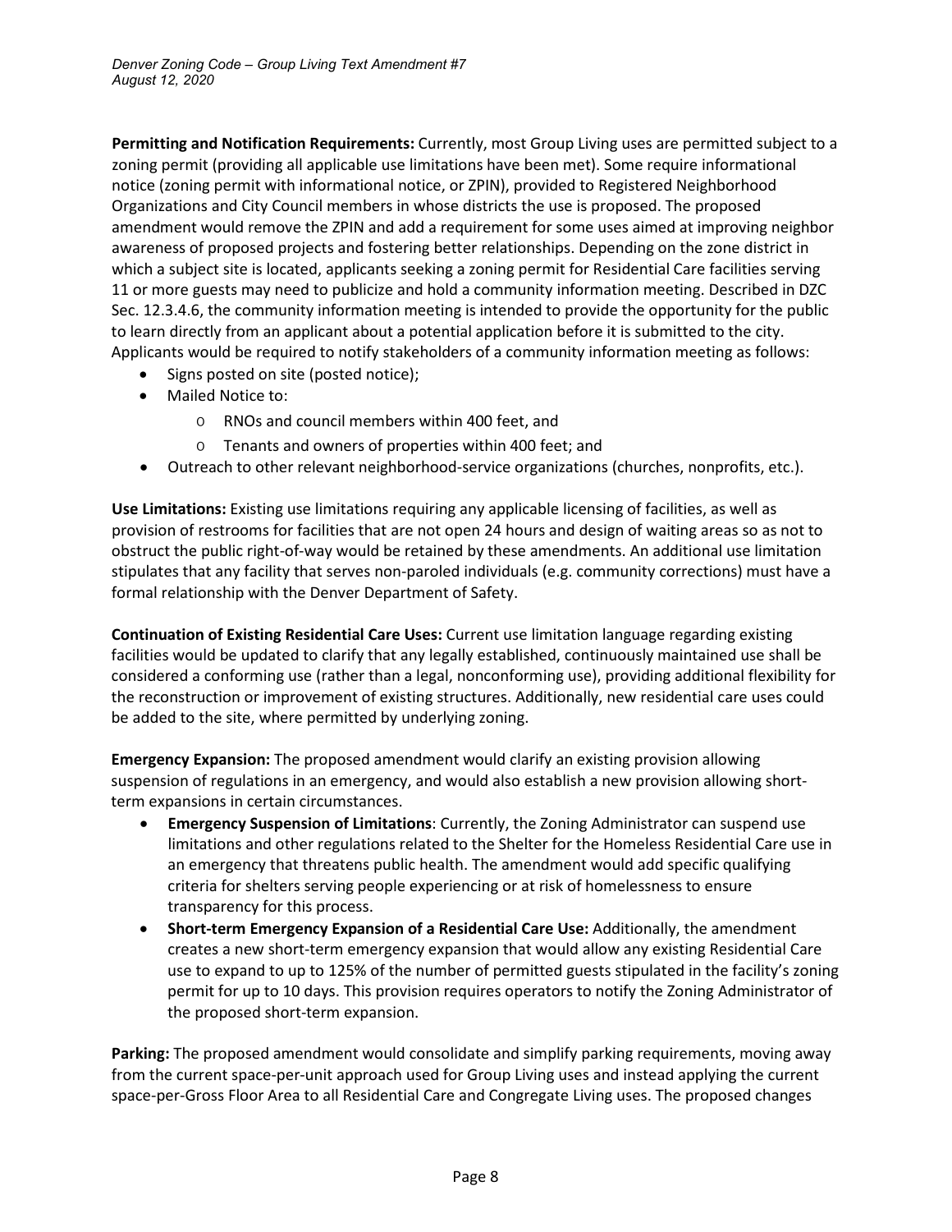**Permitting and Notification Requirements:** Currently, most Group Living uses are permitted subject to a zoning permit (providing all applicable use limitations have been met). Some require informational notice (zoning permit with informational notice, or ZPIN), provided to Registered Neighborhood Organizations and City Council members in whose districts the use is proposed. The proposed amendment would remove the ZPIN and add a requirement for some uses aimed at improving neighbor awareness of proposed projects and fostering better relationships. Depending on the zone district in which a subject site is located, applicants seeking a zoning permit for Residential Care facilities serving 11 or more guests may need to publicize and hold a community information meeting. Described in DZC Sec. 12.3.4.6, the community information meeting is intended to provide the opportunity for the public to learn directly from an applicant about a potential application before it is submitted to the city. Applicants would be required to notify stakeholders of a community information meeting as follows:

- Signs posted on site (posted notice);
- Mailed Notice to:
  - RNOs and council members within 400 feet, and
  - Tenants and owners of properties within 400 feet; and
- Outreach to other relevant neighborhood-service organizations (churches, nonprofits, etc.).

**Use Limitations:** Existing use limitations requiring any applicable licensing of facilities, as well as provision of restrooms for facilities that are not open 24 hours and design of waiting areas so as not to obstruct the public right-of-way would be retained by these amendments. An additional use limitation stipulates that any facility that serves non-paroled individuals (e.g. community corrections) must have a formal relationship with the Denver Department of Safety.

**Continuation of Existing Residential Care Uses:** Current use limitation language regarding existing facilities would be updated to clarify that any legally established, continuously maintained use shall be considered a conforming use (rather than a legal, nonconforming use), providing additional flexibility for the reconstruction or improvement of existing structures. Additionally, new residential care uses could be added to the site, where permitted by underlying zoning.

**Emergency Expansion:** The proposed amendment would clarify an existing provision allowing suspension of regulations in an emergency, and would also establish a new provision allowing short-term expansions in certain circumstances.

- **Emergency Suspension of Limitations**: Currently, the Zoning Administrator can suspend use limitations and other regulations related to the Shelter for the Homeless Residential Care use in an emergency that threatens public health. The amendment would add specific qualifying criteria for shelters serving people experiencing or at risk of homelessness to ensure transparency for this process.
- **Short-term Emergency Expansion of a Residential Care Use:** Additionally, the amendment creates a new short-term emergency expansion that would allow any existing Residential Care use to expand to up to 125% of the number of permitted guests stipulated in the facility's zoning permit for up to 10 days. This provision requires operators to notify the Zoning Administrator of the proposed short-term expansion.

**Parking:** The proposed amendment would consolidate and simplify parking requirements, moving away from the current space-per-unit approach used for Group Living uses and instead applying the current space-per-Gross Floor Area to all Residential Care and Congregate Living uses. The proposed changes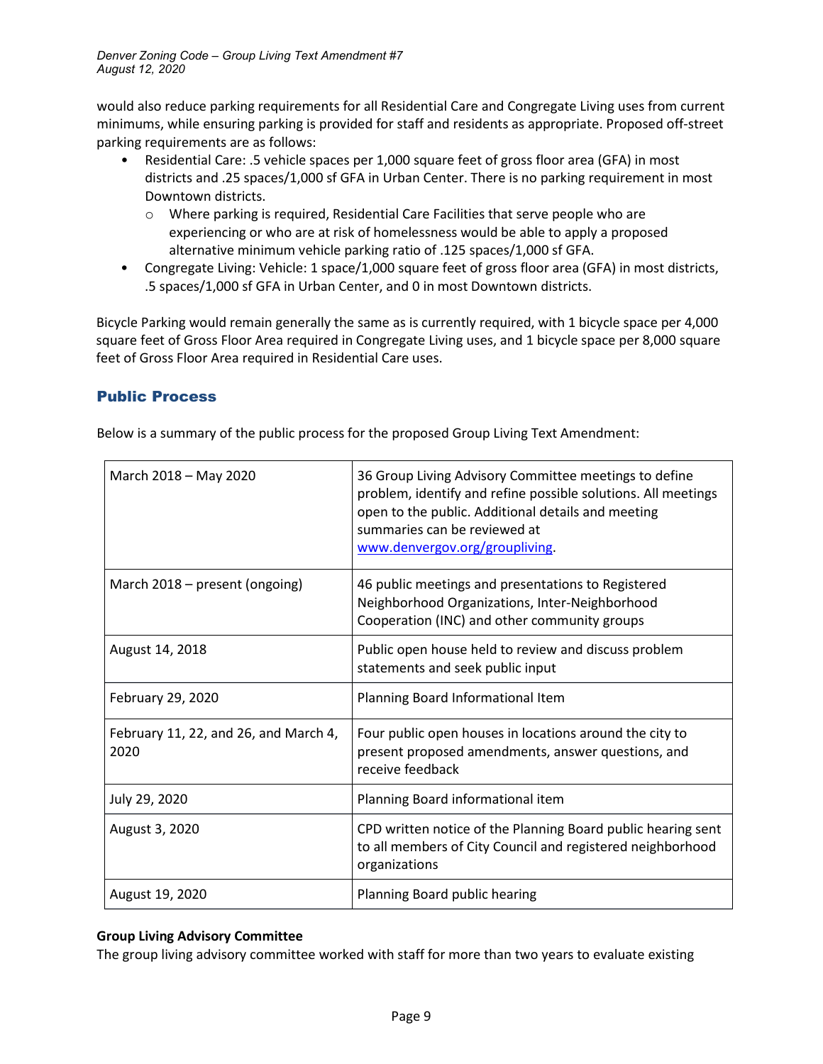would also reduce parking requirements for all Residential Care and Congregate Living uses from current minimums, while ensuring parking is provided for staff and residents as appropriate. Proposed off-street parking requirements are as follows:

- Residential Care: .5 vehicle spaces per 1,000 square feet of gross floor area (GFA) in most districts and .25 spaces/1,000 sf GFA in Urban Center. There is no parking requirement in most Downtown districts.
  - Where parking is required, Residential Care Facilities that serve people who are experiencing or who are at risk of homelessness would be able to apply a proposed alternative minimum vehicle parking ratio of .125 spaces/1,000 sf GFA.
- Congregate Living: Vehicle: 1 space/1,000 square feet of gross floor area (GFA) in most districts, .5 spaces/1,000 sf GFA in Urban Center, and 0 in most Downtown districts.

Bicycle Parking would remain generally the same as is currently required, with 1 bicycle space per 4,000 square feet of Gross Floor Area required in Congregate Living uses, and 1 bicycle space per 8,000 square feet of Gross Floor Area required in Residential Care uses.

## Public Process

Below is a summary of the public process for the proposed Group Living Text Amendment:

| | |
|---|---|
| March 2018 – May 2020 | 36 Group Living Advisory Committee meetings to define problem, identify and refine possible solutions. All meetings open to the public. Additional details and meeting summaries can be reviewed at www.denvergov.org/groupliving. |
| March 2018 – present (ongoing) | 46 public meetings and presentations to Registered Neighborhood Organizations, Inter-Neighborhood Cooperation (INC) and other community groups |
| August 14, 2018 | Public open house held to review and discuss problem statements and seek public input |
| February 29, 2020 | Planning Board Informational Item |
| February 11, 22, and 26, and March 4, 2020 | Four public open houses in locations around the city to present proposed amendments, answer questions, and receive feedback |
| July 29, 2020 | Planning Board informational item |
| August 3, 2020 | CPD written notice of the Planning Board public hearing sent to all members of City Council and registered neighborhood organizations |
| August 19, 2020 | Planning Board public hearing |

**Group Living Advisory Committee**

The group living advisory committee worked with staff for more than two years to evaluate existing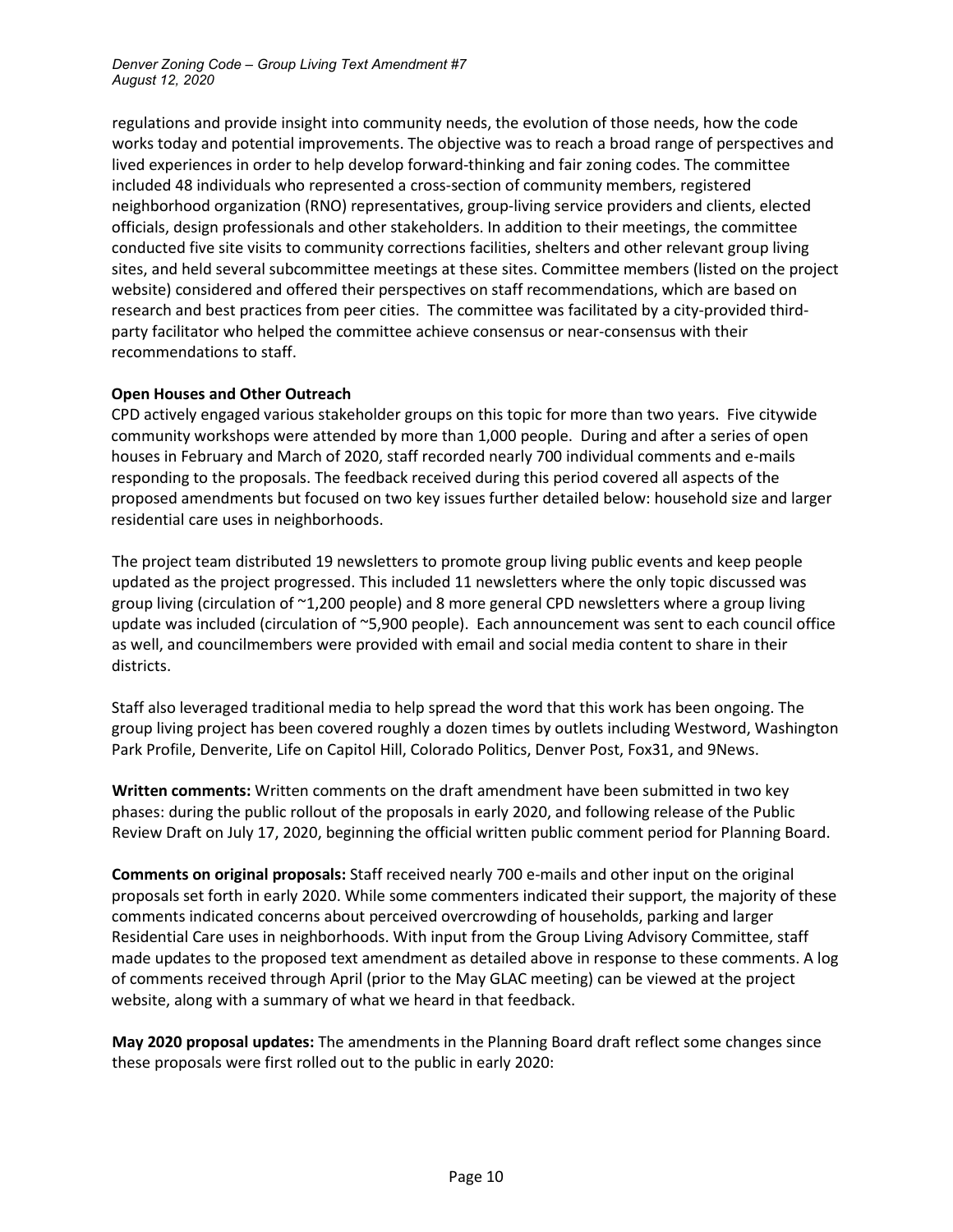regulations and provide insight into community needs, the evolution of those needs, how the code works today and potential improvements. The objective was to reach a broad range of perspectives and lived experiences in order to help develop forward-thinking and fair zoning codes. The committee included 48 individuals who represented a cross-section of community members, registered neighborhood organization (RNO) representatives, group-living service providers and clients, elected officials, design professionals and other stakeholders. In addition to their meetings, the committee conducted five site visits to community corrections facilities, shelters and other relevant group living sites, and held several subcommittee meetings at these sites. Committee members (listed on the project website) considered and offered their perspectives on staff recommendations, which are based on research and best practices from peer cities. The committee was facilitated by a city-provided third-party facilitator who helped the committee achieve consensus or near-consensus with their recommendations to staff.

**Open Houses and Other Outreach**

CPD actively engaged various stakeholder groups on this topic for more than two years. Five citywide community workshops were attended by more than 1,000 people. During and after a series of open houses in February and March of 2020, staff recorded nearly 700 individual comments and e-mails responding to the proposals. The feedback received during this period covered all aspects of the proposed amendments but focused on two key issues further detailed below: household size and larger residential care uses in neighborhoods.

The project team distributed 19 newsletters to promote group living public events and keep people updated as the project progressed. This included 11 newsletters where the only topic discussed was group living (circulation of ~1,200 people) and 8 more general CPD newsletters where a group living update was included (circulation of ~5,900 people). Each announcement was sent to each council office as well, and councilmembers were provided with email and social media content to share in their districts.

Staff also leveraged traditional media to help spread the word that this work has been ongoing. The group living project has been covered roughly a dozen times by outlets including Westword, Washington Park Profile, Denverite, Life on Capitol Hill, Colorado Politics, Denver Post, Fox31, and 9News.

**Written comments:** Written comments on the draft amendment have been submitted in two key phases: during the public rollout of the proposals in early 2020, and following release of the Public Review Draft on July 17, 2020, beginning the official written public comment period for Planning Board.

**Comments on original proposals:** Staff received nearly 700 e-mails and other input on the original proposals set forth in early 2020. While some commenters indicated their support, the majority of these comments indicated concerns about perceived overcrowding of households, parking and larger Residential Care uses in neighborhoods. With input from the Group Living Advisory Committee, staff made updates to the proposed text amendment as detailed above in response to these comments. A log of comments received through April (prior to the May GLAC meeting) can be viewed at the project website, along with a summary of what we heard in that feedback.

**May 2020 proposal updates:** The amendments in the Planning Board draft reflect some changes since these proposals were first rolled out to the public in early 2020: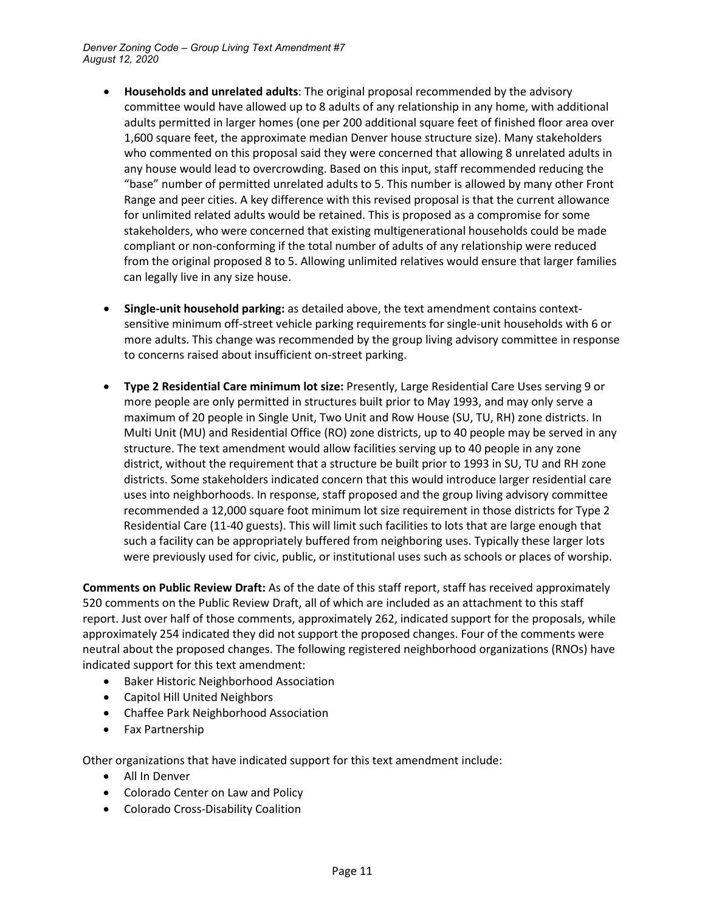- **Households and unrelated adults**: The original proposal recommended by the advisory committee would have allowed up to 8 adults of any relationship in any home, with additional adults permitted in larger homes (one per 200 additional square feet of finished floor area over 1,600 square feet, the approximate median Denver house structure size). Many stakeholders who commented on this proposal said they were concerned that allowing 8 unrelated adults in any house would lead to overcrowding. Based on this input, staff recommended reducing the "base" number of permitted unrelated adults to 5. This number is allowed by many other Front Range and peer cities. A key difference with this revised proposal is that the current allowance for unlimited related adults would be retained. This is proposed as a compromise for some stakeholders, who were concerned that existing multigenerational households could be made compliant or non-conforming if the total number of adults of any relationship were reduced from the original proposed 8 to 5. Allowing unlimited relatives would ensure that larger families can legally live in any size house.

- **Single-unit household parking:** as detailed above, the text amendment contains context-sensitive minimum off-street vehicle parking requirements for single-unit households with 6 or more adults. This change was recommended by the group living advisory committee in response to concerns raised about insufficient on-street parking.

- **Type 2 Residential Care minimum lot size:** Presently, Large Residential Care Uses serving 9 or more people are only permitted in structures built prior to May 1993, and may only serve a maximum of 20 people in Single Unit, Two Unit and Row House (SU, TU, RH) zone districts. In Multi Unit (MU) and Residential Office (RO) zone districts, up to 40 people may be served in any structure. The text amendment would allow facilities serving up to 40 people in any zone district, without the requirement that a structure be built prior to 1993 in SU, TU and RH zone districts. Some stakeholders indicated concern that this would introduce larger residential care uses into neighborhoods. In response, staff proposed and the group living advisory committee recommended a 12,000 square foot minimum lot size requirement in those districts for Type 2 Residential Care (11-40 guests). This will limit such facilities to lots that are large enough that such a facility can be appropriately buffered from neighboring uses. Typically these larger lots were previously used for civic, public, or institutional uses such as schools or places of worship.

**Comments on Public Review Draft:** As of the date of this staff report, staff has received approximately 520 comments on the Public Review Draft, all of which are included as an attachment to this staff report. Just over half of those comments, approximately 262, indicated support for the proposals, while approximately 254 indicated they did not support the proposed changes. Four of the comments were neutral about the proposed changes. The following registered neighborhood organizations (RNOs) have indicated support for this text amendment:

- Baker Historic Neighborhood Association
- Capitol Hill United Neighbors
- Chaffee Park Neighborhood Association
- Fax Partnership

Other organizations that have indicated support for this text amendment include:

- All In Denver
- Colorado Center on Law and Policy
- Colorado Cross-Disability Coalition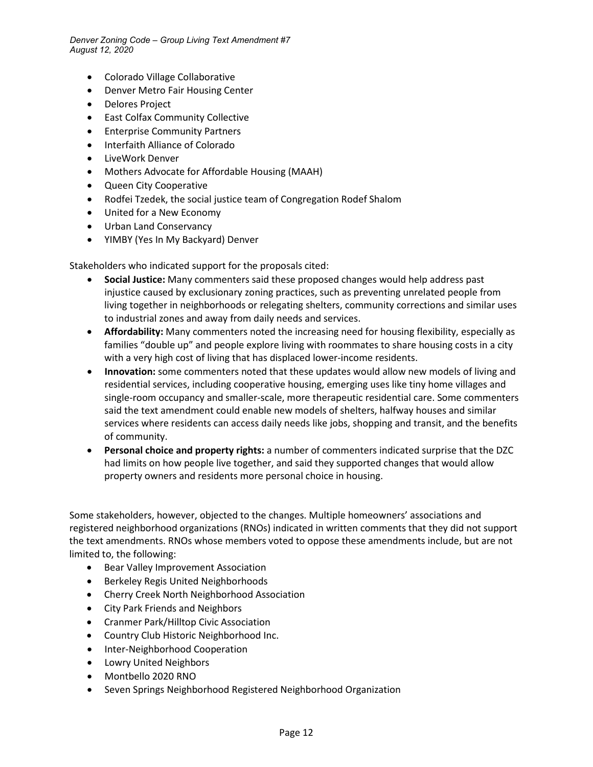- Colorado Village Collaborative
- Denver Metro Fair Housing Center
- Delores Project
- East Colfax Community Collective
- Enterprise Community Partners
- Interfaith Alliance of Colorado
- LiveWork Denver
- Mothers Advocate for Affordable Housing (MAAH)
- Queen City Cooperative
- Rodfei Tzedek, the social justice team of Congregation Rodef Shalom
- United for a New Economy
- Urban Land Conservancy
- YIMBY (Yes In My Backyard) Denver

Stakeholders who indicated support for the proposals cited:

- **Social Justice:** Many commenters said these proposed changes would help address past injustice caused by exclusionary zoning practices, such as preventing unrelated people from living together in neighborhoods or relegating shelters, community corrections and similar uses to industrial zones and away from daily needs and services.
- **Affordability:** Many commenters noted the increasing need for housing flexibility, especially as families "double up" and people explore living with roommates to share housing costs in a city with a very high cost of living that has displaced lower-income residents.
- **Innovation:** some commenters noted that these updates would allow new models of living and residential services, including cooperative housing, emerging uses like tiny home villages and single-room occupancy and smaller-scale, more therapeutic residential care. Some commenters said the text amendment could enable new models of shelters, halfway houses and similar services where residents can access daily needs like jobs, shopping and transit, and the benefits of community.
- **Personal choice and property rights:** a number of commenters indicated surprise that the DZC had limits on how people live together, and said they supported changes that would allow property owners and residents more personal choice in housing.

Some stakeholders, however, objected to the changes. Multiple homeowners' associations and registered neighborhood organizations (RNOs) indicated in written comments that they did not support the text amendments. RNOs whose members voted to oppose these amendments include, but are not limited to, the following:

- Bear Valley Improvement Association
- Berkeley Regis United Neighborhoods
- Cherry Creek North Neighborhood Association
- City Park Friends and Neighbors
- Cranmer Park/Hilltop Civic Association
- Country Club Historic Neighborhood Inc.
- Inter-Neighborhood Cooperation
- Lowry United Neighbors
- Montbello 2020 RNO
- Seven Springs Neighborhood Registered Neighborhood Organization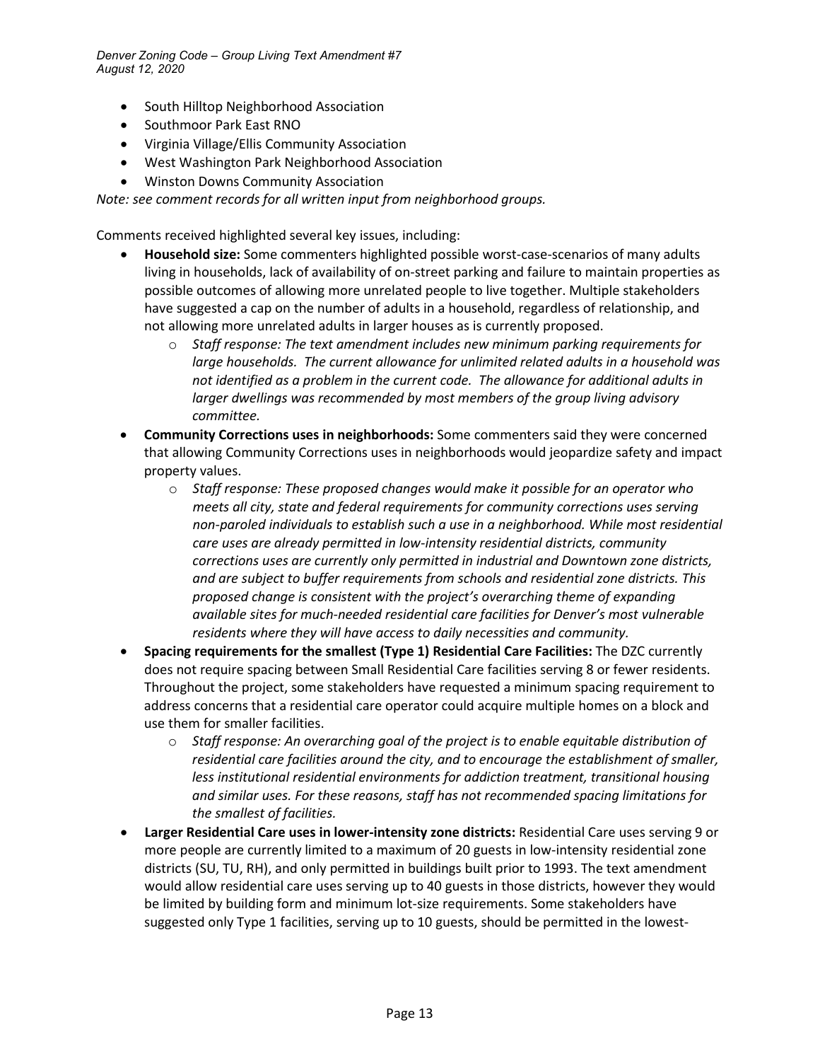- South Hilltop Neighborhood Association
- Southmoor Park East RNO
- Virginia Village/Ellis Community Association
- West Washington Park Neighborhood Association
- Winston Downs Community Association

*Note: see comment records for all written input from neighborhood groups.*

Comments received highlighted several key issues, including:

- **Household size:** Some commenters highlighted possible worst-case-scenarios of many adults living in households, lack of availability of on-street parking and failure to maintain properties as possible outcomes of allowing more unrelated people to live together. Multiple stakeholders have suggested a cap on the number of adults in a household, regardless of relationship, and not allowing more unrelated adults in larger houses as is currently proposed.
    - *Staff response: The text amendment includes new minimum parking requirements for large households. The current allowance for unlimited related adults in a household was not identified as a problem in the current code. The allowance for additional adults in larger dwellings was recommended by most members of the group living advisory committee.*
- **Community Corrections uses in neighborhoods:** Some commenters said they were concerned that allowing Community Corrections uses in neighborhoods would jeopardize safety and impact property values.
    - *Staff response: These proposed changes would make it possible for an operator who meets all city, state and federal requirements for community corrections uses serving non-paroled individuals to establish such a use in a neighborhood. While most residential care uses are already permitted in low-intensity residential districts, community corrections uses are currently only permitted in industrial and Downtown zone districts, and are subject to buffer requirements from schools and residential zone districts. This proposed change is consistent with the project's overarching theme of expanding available sites for much-needed residential care facilities for Denver's most vulnerable residents where they will have access to daily necessities and community.*
- **Spacing requirements for the smallest (Type 1) Residential Care Facilities:** The DZC currently does not require spacing between Small Residential Care facilities serving 8 or fewer residents. Throughout the project, some stakeholders have requested a minimum spacing requirement to address concerns that a residential care operator could acquire multiple homes on a block and use them for smaller facilities.
    - *Staff response: An overarching goal of the project is to enable equitable distribution of residential care facilities around the city, and to encourage the establishment of smaller, less institutional residential environments for addiction treatment, transitional housing and similar uses. For these reasons, staff has not recommended spacing limitations for the smallest of facilities.*
- **Larger Residential Care uses in lower-intensity zone districts:** Residential Care uses serving 9 or more people are currently limited to a maximum of 20 guests in low-intensity residential zone districts (SU, TU, RH), and only permitted in buildings built prior to 1993. The text amendment would allow residential care uses serving up to 40 guests in those districts, however they would be limited by building form and minimum lot-size requirements. Some stakeholders have suggested only Type 1 facilities, serving up to 10 guests, should be permitted in the lowest-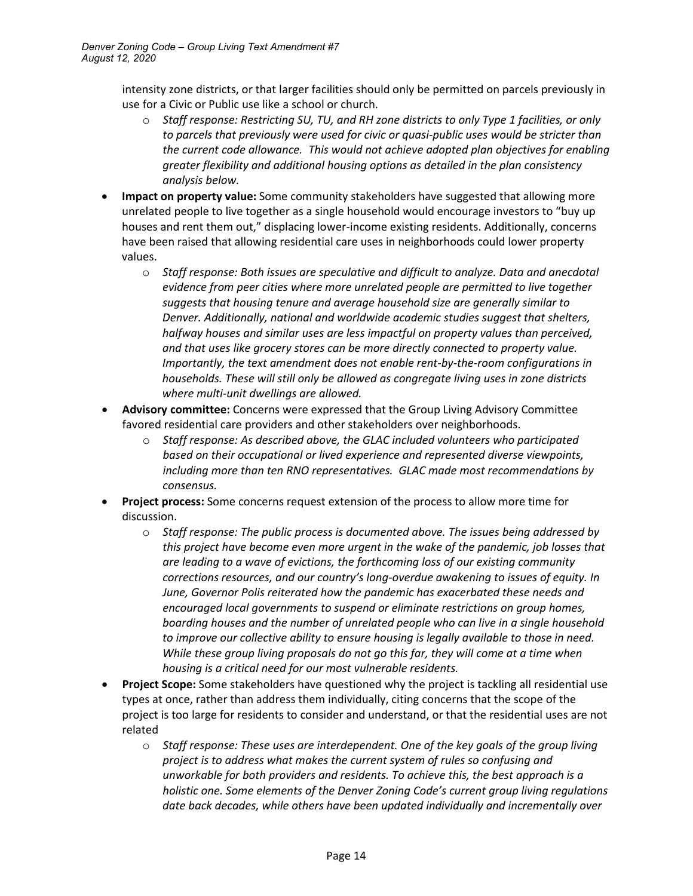intensity zone districts, or that larger facilities should only be permitted on parcels previously in use for a Civic or Public use like a school or church.

  - *Staff response: Restricting SU, TU, and RH zone districts to only Type 1 facilities, or only to parcels that previously were used for civic or quasi-public uses would be stricter than the current code allowance. This would not achieve adopted plan objectives for enabling greater flexibility and additional housing options as detailed in the plan consistency analysis below.*

- **Impact on property value:** Some community stakeholders have suggested that allowing more unrelated people to live together as a single household would encourage investors to "buy up houses and rent them out," displacing lower-income existing residents. Additionally, concerns have been raised that allowing residential care uses in neighborhoods could lower property values.
  - *Staff response: Both issues are speculative and difficult to analyze. Data and anecdotal evidence from peer cities where more unrelated people are permitted to live together suggests that housing tenure and average household size are generally similar to Denver. Additionally, national and worldwide academic studies suggest that shelters, halfway houses and similar uses are less impactful on property values than perceived, and that uses like grocery stores can be more directly connected to property value. Importantly, the text amendment does not enable rent-by-the-room configurations in households. These will still only be allowed as congregate living uses in zone districts where multi-unit dwellings are allowed.*
- **Advisory committee:** Concerns were expressed that the Group Living Advisory Committee favored residential care providers and other stakeholders over neighborhoods.
  - *Staff response: As described above, the GLAC included volunteers who participated based on their occupational or lived experience and represented diverse viewpoints, including more than ten RNO representatives. GLAC made most recommendations by consensus.*
- **Project process:** Some concerns request extension of the process to allow more time for discussion.
  - *Staff response: The public process is documented above. The issues being addressed by this project have become even more urgent in the wake of the pandemic, job losses that are leading to a wave of evictions, the forthcoming loss of our existing community corrections resources, and our country's long-overdue awakening to issues of equity. In June, Governor Polis reiterated how the pandemic has exacerbated these needs and encouraged local governments to suspend or eliminate restrictions on group homes, boarding houses and the number of unrelated people who can live in a single household to improve our collective ability to ensure housing is legally available to those in need. While these group living proposals do not go this far, they will come at a time when housing is a critical need for our most vulnerable residents.*
- **Project Scope:** Some stakeholders have questioned why the project is tackling all residential use types at once, rather than address them individually, citing concerns that the scope of the project is too large for residents to consider and understand, or that the residential uses are not related
  - *Staff response: These uses are interdependent. One of the key goals of the group living project is to address what makes the current system of rules so confusing and unworkable for both providers and residents. To achieve this, the best approach is a holistic one. Some elements of the Denver Zoning Code's current group living regulations date back decades, while others have been updated individually and incrementally over*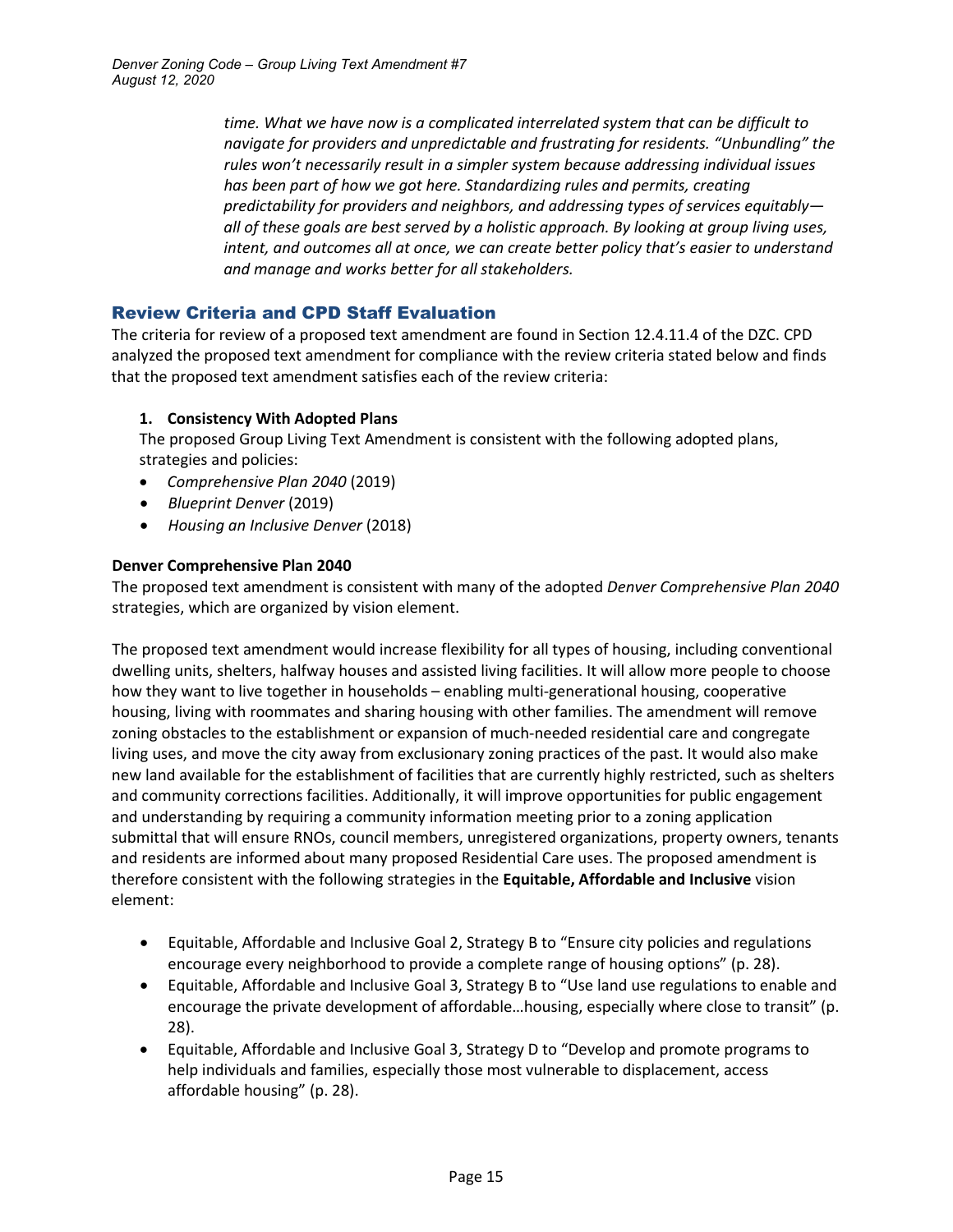*time. What we have now is a complicated interrelated system that can be difficult to navigate for providers and unpredictable and frustrating for residents. "Unbundling" the rules won't necessarily result in a simpler system because addressing individual issues has been part of how we got here. Standardizing rules and permits, creating predictability for providers and neighbors, and addressing types of services equitably—all of these goals are best served by a holistic approach. By looking at group living uses, intent, and outcomes all at once, we can create better policy that's easier to understand and manage and works better for all stakeholders.*

## Review Criteria and CPD Staff Evaluation

The criteria for review of a proposed text amendment are found in Section 12.4.11.4 of the DZC. CPD analyzed the proposed text amendment for compliance with the review criteria stated below and finds that the proposed text amendment satisfies each of the review criteria:

**1. Consistency With Adopted Plans**

The proposed Group Living Text Amendment is consistent with the following adopted plans, strategies and policies:

- *Comprehensive Plan 2040* (2019)
- *Blueprint Denver* (2019)
- *Housing an Inclusive Denver* (2018)

**Denver Comprehensive Plan 2040**

The proposed text amendment is consistent with many of the adopted *Denver Comprehensive Plan 2040* strategies, which are organized by vision element.

The proposed text amendment would increase flexibility for all types of housing, including conventional dwelling units, shelters, halfway houses and assisted living facilities. It will allow more people to choose how they want to live together in households – enabling multi-generational housing, cooperative housing, living with roommates and sharing housing with other families. The amendment will remove zoning obstacles to the establishment or expansion of much-needed residential care and congregate living uses, and move the city away from exclusionary zoning practices of the past. It would also make new land available for the establishment of facilities that are currently highly restricted, such as shelters and community corrections facilities. Additionally, it will improve opportunities for public engagement and understanding by requiring a community information meeting prior to a zoning application submittal that will ensure RNOs, council members, unregistered organizations, property owners, tenants and residents are informed about many proposed Residential Care uses. The proposed amendment is therefore consistent with the following strategies in the **Equitable, Affordable and Inclusive** vision element:

- Equitable, Affordable and Inclusive Goal 2, Strategy B to "Ensure city policies and regulations encourage every neighborhood to provide a complete range of housing options" (p. 28).
- Equitable, Affordable and Inclusive Goal 3, Strategy B to "Use land use regulations to enable and encourage the private development of affordable…housing, especially where close to transit" (p. 28).
- Equitable, Affordable and Inclusive Goal 3, Strategy D to "Develop and promote programs to help individuals and families, especially those most vulnerable to displacement, access affordable housing" (p. 28).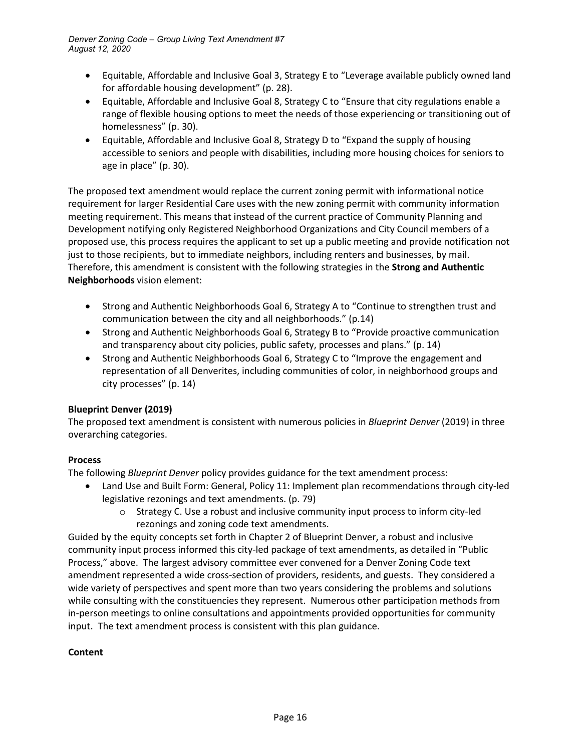- Equitable, Affordable and Inclusive Goal 3, Strategy E to "Leverage available publicly owned land for affordable housing development" (p. 28).
- Equitable, Affordable and Inclusive Goal 8, Strategy C to "Ensure that city regulations enable a range of flexible housing options to meet the needs of those experiencing or transitioning out of homelessness" (p. 30).
- Equitable, Affordable and Inclusive Goal 8, Strategy D to "Expand the supply of housing accessible to seniors and people with disabilities, including more housing choices for seniors to age in place" (p. 30).

The proposed text amendment would replace the current zoning permit with informational notice requirement for larger Residential Care uses with the new zoning permit with community information meeting requirement. This means that instead of the current practice of Community Planning and Development notifying only Registered Neighborhood Organizations and City Council members of a proposed use, this process requires the applicant to set up a public meeting and provide notification not just to those recipients, but to immediate neighbors, including renters and businesses, by mail. Therefore, this amendment is consistent with the following strategies in the **Strong and Authentic Neighborhoods** vision element:

- Strong and Authentic Neighborhoods Goal 6, Strategy A to "Continue to strengthen trust and communication between the city and all neighborhoods." (p.14)
- Strong and Authentic Neighborhoods Goal 6, Strategy B to "Provide proactive communication and transparency about city policies, public safety, processes and plans." (p. 14)
- Strong and Authentic Neighborhoods Goal 6, Strategy C to "Improve the engagement and representation of all Denverites, including communities of color, in neighborhood groups and city processes" (p. 14)

**Blueprint Denver (2019)**

The proposed text amendment is consistent with numerous policies in *Blueprint Denver* (2019) in three overarching categories.

**Process**

The following *Blueprint Denver* policy provides guidance for the text amendment process:

- Land Use and Built Form: General, Policy 11: Implement plan recommendations through city-led legislative rezonings and text amendments. (p. 79)
  - Strategy C. Use a robust and inclusive community input process to inform city-led rezonings and zoning code text amendments.

Guided by the equity concepts set forth in Chapter 2 of Blueprint Denver, a robust and inclusive community input process informed this city-led package of text amendments, as detailed in "Public Process," above. The largest advisory committee ever convened for a Denver Zoning Code text amendment represented a wide cross-section of providers, residents, and guests. They considered a wide variety of perspectives and spent more than two years considering the problems and solutions while consulting with the constituencies they represent. Numerous other participation methods from in-person meetings to online consultations and appointments provided opportunities for community input. The text amendment process is consistent with this plan guidance.

**Content**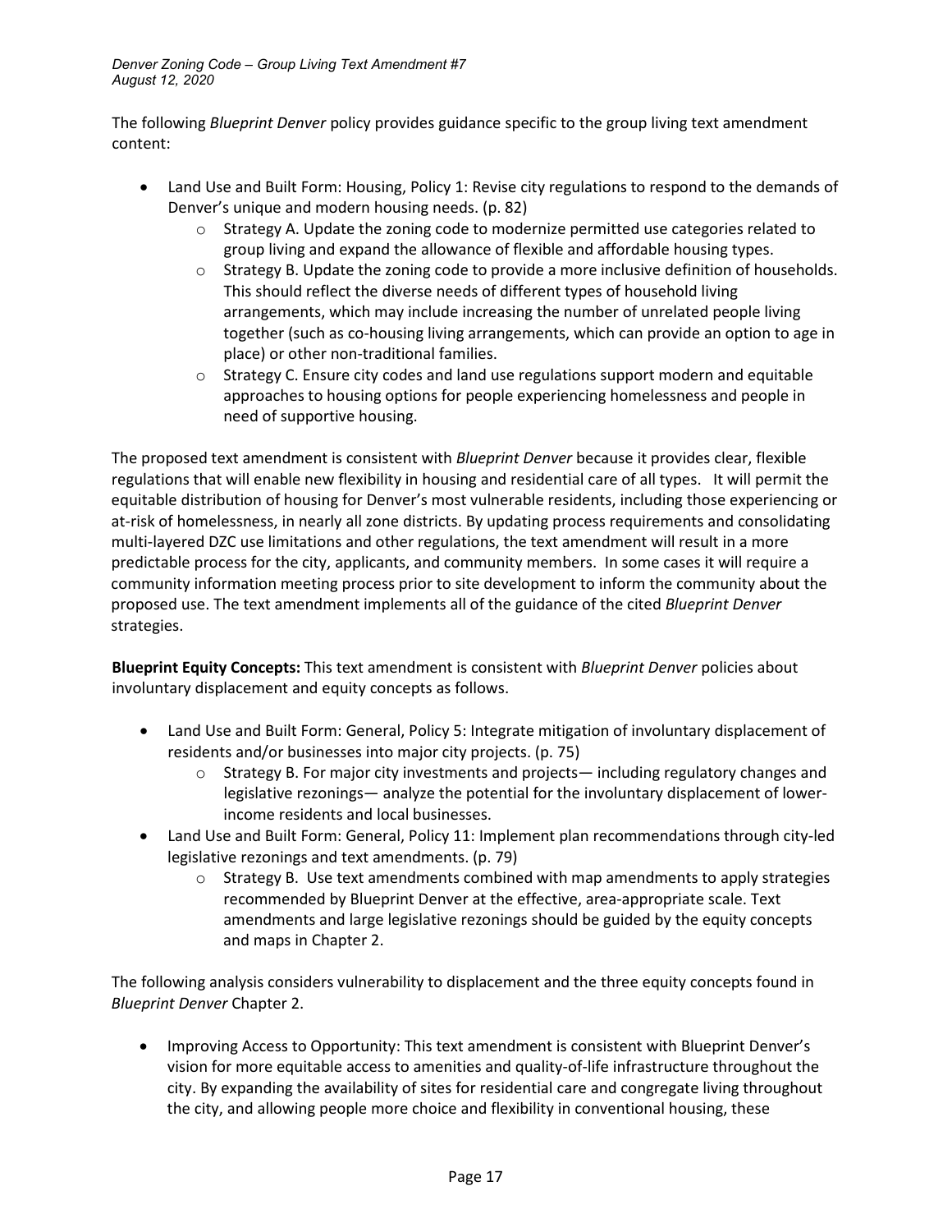The following *Blueprint Denver* policy provides guidance specific to the group living text amendment content:

- Land Use and Built Form: Housing, Policy 1: Revise city regulations to respond to the demands of Denver's unique and modern housing needs. (p. 82)
  - Strategy A. Update the zoning code to modernize permitted use categories related to group living and expand the allowance of flexible and affordable housing types.
  - Strategy B. Update the zoning code to provide a more inclusive definition of households. This should reflect the diverse needs of different types of household living arrangements, which may include increasing the number of unrelated people living together (such as co-housing living arrangements, which can provide an option to age in place) or other non-traditional families.
  - Strategy C. Ensure city codes and land use regulations support modern and equitable approaches to housing options for people experiencing homelessness and people in need of supportive housing.

The proposed text amendment is consistent with *Blueprint Denver* because it provides clear, flexible regulations that will enable new flexibility in housing and residential care of all types. It will permit the equitable distribution of housing for Denver's most vulnerable residents, including those experiencing or at-risk of homelessness, in nearly all zone districts. By updating process requirements and consolidating multi-layered DZC use limitations and other regulations, the text amendment will result in a more predictable process for the city, applicants, and community members. In some cases it will require a community information meeting process prior to site development to inform the community about the proposed use. The text amendment implements all of the guidance of the cited *Blueprint Denver* strategies.

**Blueprint Equity Concepts:** This text amendment is consistent with *Blueprint Denver* policies about involuntary displacement and equity concepts as follows.

- Land Use and Built Form: General, Policy 5: Integrate mitigation of involuntary displacement of residents and/or businesses into major city projects. (p. 75)
  - Strategy B. For major city investments and projects— including regulatory changes and legislative rezonings— analyze the potential for the involuntary displacement of lower-income residents and local businesses.
- Land Use and Built Form: General, Policy 11: Implement plan recommendations through city-led legislative rezonings and text amendments. (p. 79)
  - Strategy B. Use text amendments combined with map amendments to apply strategies recommended by Blueprint Denver at the effective, area-appropriate scale. Text amendments and large legislative rezonings should be guided by the equity concepts and maps in Chapter 2.

The following analysis considers vulnerability to displacement and the three equity concepts found in *Blueprint Denver* Chapter 2.

- Improving Access to Opportunity: This text amendment is consistent with Blueprint Denver's vision for more equitable access to amenities and quality-of-life infrastructure throughout the city. By expanding the availability of sites for residential care and congregate living throughout the city, and allowing people more choice and flexibility in conventional housing, these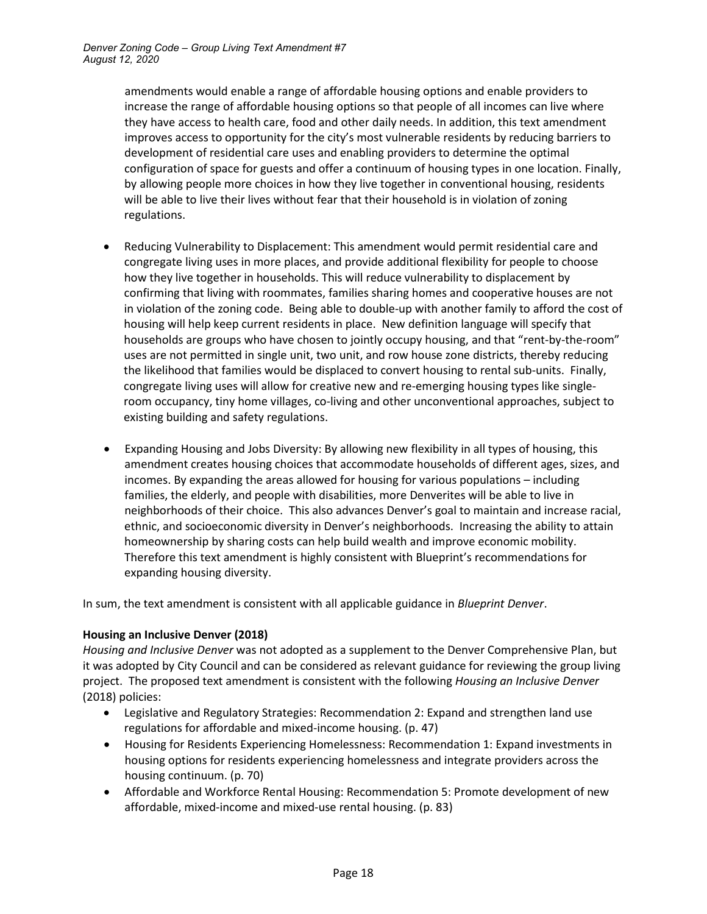amendments would enable a range of affordable housing options and enable providers to increase the range of affordable housing options so that people of all incomes can live where they have access to health care, food and other daily needs. In addition, this text amendment improves access to opportunity for the city's most vulnerable residents by reducing barriers to development of residential care uses and enabling providers to determine the optimal configuration of space for guests and offer a continuum of housing types in one location. Finally, by allowing people more choices in how they live together in conventional housing, residents will be able to live their lives without fear that their household is in violation of zoning regulations.

- Reducing Vulnerability to Displacement: This amendment would permit residential care and congregate living uses in more places, and provide additional flexibility for people to choose how they live together in households. This will reduce vulnerability to displacement by confirming that living with roommates, families sharing homes and cooperative houses are not in violation of the zoning code. Being able to double-up with another family to afford the cost of housing will help keep current residents in place. New definition language will specify that households are groups who have chosen to jointly occupy housing, and that "rent-by-the-room" uses are not permitted in single unit, two unit, and row house zone districts, thereby reducing the likelihood that families would be displaced to convert housing to rental sub-units. Finally, congregate living uses will allow for creative new and re-emerging housing types like single-room occupancy, tiny home villages, co-living and other unconventional approaches, subject to existing building and safety regulations.

- Expanding Housing and Jobs Diversity: By allowing new flexibility in all types of housing, this amendment creates housing choices that accommodate households of different ages, sizes, and incomes. By expanding the areas allowed for housing for various populations – including families, the elderly, and people with disabilities, more Denverites will be able to live in neighborhoods of their choice. This also advances Denver's goal to maintain and increase racial, ethnic, and socioeconomic diversity in Denver's neighborhoods. Increasing the ability to attain homeownership by sharing costs can help build wealth and improve economic mobility. Therefore this text amendment is highly consistent with Blueprint's recommendations for expanding housing diversity.

In sum, the text amendment is consistent with all applicable guidance in *Blueprint Denver*.

**Housing an Inclusive Denver (2018)**

*Housing and Inclusive Denver* was not adopted as a supplement to the Denver Comprehensive Plan, but it was adopted by City Council and can be considered as relevant guidance for reviewing the group living project. The proposed text amendment is consistent with the following *Housing an Inclusive Denver* (2018) policies:

- Legislative and Regulatory Strategies: Recommendation 2: Expand and strengthen land use regulations for affordable and mixed-income housing. (p. 47)
- Housing for Residents Experiencing Homelessness: Recommendation 1: Expand investments in housing options for residents experiencing homelessness and integrate providers across the housing continuum. (p. 70)
- Affordable and Workforce Rental Housing: Recommendation 5: Promote development of new affordable, mixed-income and mixed-use rental housing. (p. 83)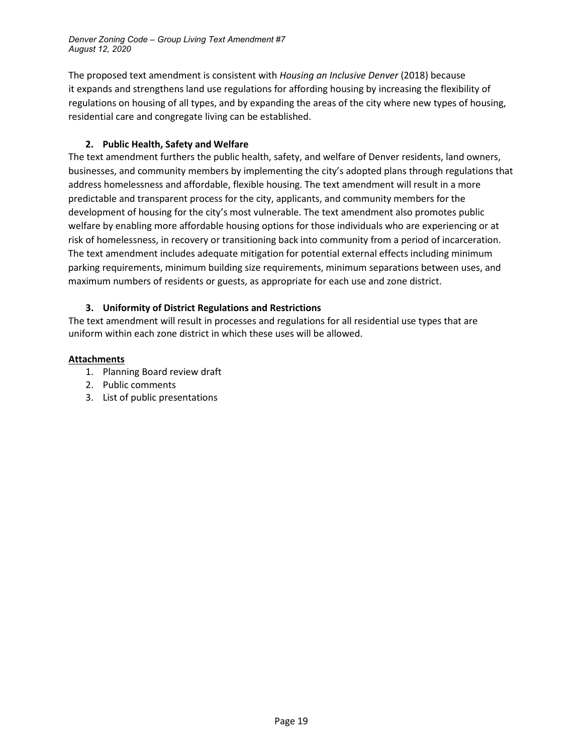The proposed text amendment is consistent with *Housing an Inclusive Denver* (2018) because it expands and strengthens land use regulations for affording housing by increasing the flexibility of regulations on housing of all types, and by expanding the areas of the city where new types of housing, residential care and congregate living can be established.

### 2. Public Health, Safety and Welfare

The text amendment furthers the public health, safety, and welfare of Denver residents, land owners, businesses, and community members by implementing the city's adopted plans through regulations that address homelessness and affordable, flexible housing. The text amendment will result in a more predictable and transparent process for the city, applicants, and community members for the development of housing for the city's most vulnerable. The text amendment also promotes public welfare by enabling more affordable housing options for those individuals who are experiencing or at risk of homelessness, in recovery or transitioning back into community from a period of incarceration. The text amendment includes adequate mitigation for potential external effects including minimum parking requirements, minimum building size requirements, minimum separations between uses, and maximum numbers of residents or guests, as appropriate for each use and zone district.

### 3. Uniformity of District Regulations and Restrictions

The text amendment will result in processes and regulations for all residential use types that are uniform within each zone district in which these uses will be allowed.

**Attachments**

1. Planning Board review draft
2. Public comments
3. List of public presentations